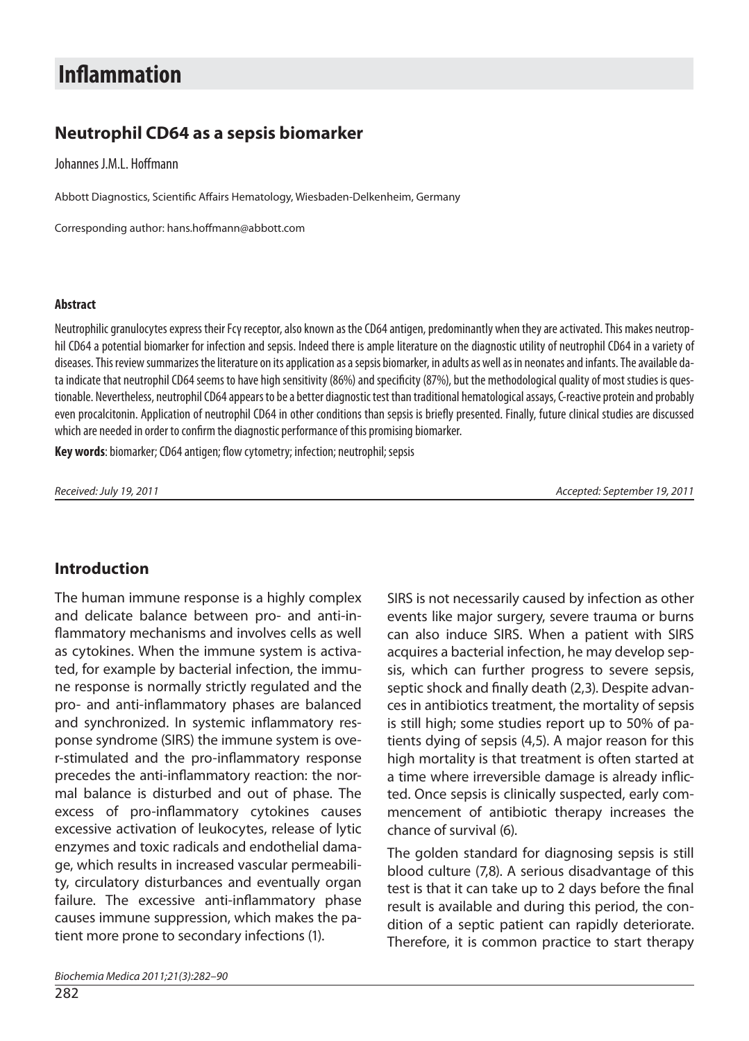# Inflammation

## Neutrophil CD64 as a sepsis biomarker

Johannes J.M.L. Hoffmann

Abbott Diagnostics, Scientific Affairs Hematology, Wiesbaden-Delkenheim, Germany

Corresponding author: hans.hoffmann@abbott.com

#### Abstract

Neutrophilic granulocytes express their Fcγ receptor, also known as the CD64 antigen, predominantly when they are activated. This makes neutrophil CD64 a potential biomarker for infection and sepsis. Indeed there is ample literature on the diagnostic utility of neutrophil CD64 in a variety of diseases. This review summarizes the literature on its application as a sepsis biomarker, in adults as well as in neonates and infants. The available data indicate that neutrophil CD64 seems to have high sensitivity (86%) and specificity (87%), but the methodological quality of most studies is questionable. Nevertheless, neutrophil CD64 appears to be a better diagnostic test than traditional hematological assays, C-reactive protein and probably even procalcitonin. Application of neutrophil CD64 in other conditions than sepsis is briefly presented. Finally, future clinical studies are discussed which are needed in order to confirm the diagnostic performance of this promising biomarker.

**Key words**: biomarker; CD64 antigen; flow cytometry; infection; neutrophil; sepsis

*Received: July 19, 2011* *Accepted: September 19, 2011*

## Introduction

The human immune response is a highly complex and delicate balance between pro- and anti-inflammatory mechanisms and involves cells as well as cytokines. When the immune system is activated, for example by bacterial infection, the immune response is normally strictly regulated and the pro- and anti-inflammatory phases are balanced and synchronized. In systemic inflammatory response syndrome (SIRS) the immune system is over-stimulated and the pro-inflammatory response precedes the anti-inflammatory reaction: the normal balance is disturbed and out of phase. The excess of pro-inflammatory cytokines causes excessive activation of leukocytes, release of lytic enzymes and toxic radicals and endothelial damage, which results in increased vascular permeability, circulatory disturbances and eventually organ failure. The excessive anti-inflammatory phase causes immune suppression, which makes the patient more prone to secondary infections (1).

SIRS is not necessarily caused by infection as other events like major surgery, severe trauma or burns can also induce SIRS. When a patient with SIRS acquires a bacterial infection, he may develop sepsis, which can further progress to severe sepsis, septic shock and finally death (2,3). Despite advances in antibiotics treatment, the mortality of sepsis is still high; some studies report up to 50% of patients dying of sepsis (4,5). A major reason for this high mortality is that treatment is often started at a time where irreversible damage is already inflicted. Once sepsis is clinically suspected, early commencement of antibiotic therapy increases the chance of survival (6).

The golden standard for diagnosing sepsis is still blood culture (7,8). A serious disadvantage of this test is that it can take up to 2 days before the final result is available and during this period, the condition of a septic patient can rapidly deteriorate. Therefore, it is common practice to start therapy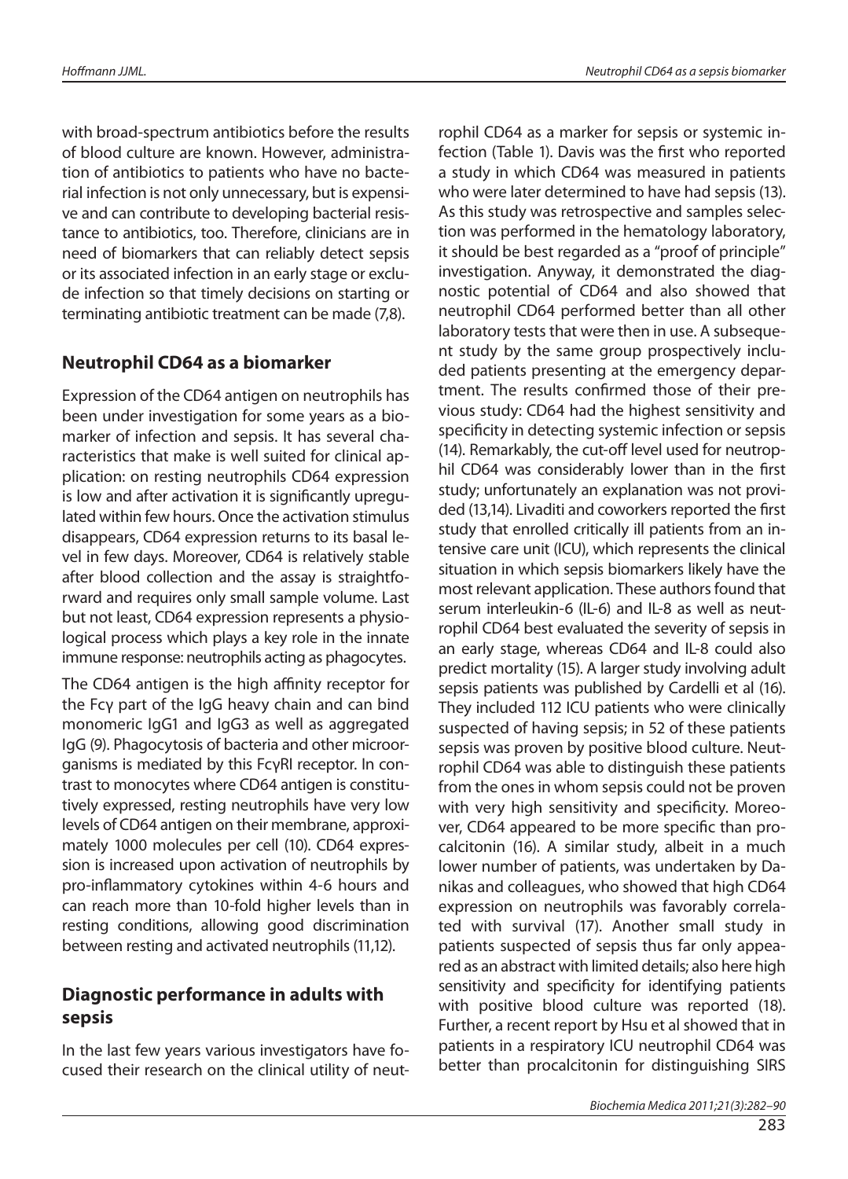with broad-spectrum antibiotics before the results of blood culture are known. However, administration of antibiotics to patients who have no bacterial infection is not only unnecessary, but is expensive and can contribute to developing bacterial resistance to antibiotics, too. Therefore, clinicians are in need of biomarkers that can reliably detect sepsis or its associated infection in an early stage or exclude infection so that timely decisions on starting or terminating antibiotic treatment can be made (7,8).

## Neutrophil CD64 as a biomarker

Expression of the CD64 antigen on neutrophils has been under investigation for some years as a biomarker of infection and sepsis. It has several characteristics that make is well suited for clinical application: on resting neutrophils CD64 expression is low and after activation it is significantly upregulated within few hours. Once the activation stimulus disappears, CD64 expression returns to its basal level in few days. Moreover, CD64 is relatively stable after blood collection and the assay is straightforward and requires only small sample volume. Last but not least, CD64 expression represents a physiological process which plays a key role in the innate immune response: neutrophils acting as phagocytes.

The CD64 antigen is the high affinity receptor for the Fcγ part of the IgG heavy chain and can bind monomeric IgG1 and IgG3 as well as aggregated IgG (9). Phagocytosis of bacteria and other microorganisms is mediated by this FcγRI receptor. In contrast to monocytes where CD64 antigen is constitutively expressed, resting neutrophils have very low levels of CD64 antigen on their membrane, approximately 1000 molecules per cell (10). CD64 expression is increased upon activation of neutrophils by pro-inflammatory cytokines within 4-6 hours and can reach more than 10-fold higher levels than in resting conditions, allowing good discrimination between resting and activated neutrophils (11,12).

## Diagnostic performance in adults with sepsis

In the last few years various investigators have focused their research on the clinical utility of neutrophil CD64 as a marker for sepsis or systemic infection (Table 1). Davis was the first who reported a study in which CD64 was measured in patients who were later determined to have had sepsis (13). As this study was retrospective and samples selection was performed in the hematology laboratory, it should be best regarded as a "proof of principle" investigation. Anyway, it demonstrated the diagnostic potential of CD64 and also showed that neutrophil CD64 performed better than all other laboratory tests that were then in use. A subsequent study by the same group prospectively included patients presenting at the emergency department. The results confirmed those of their previous study: CD64 had the highest sensitivity and specificity in detecting systemic infection or sepsis (14). Remarkably, the cut-off level used for neutrophil CD64 was considerably lower than in the first study; unfortunately an explanation was not provided (13,14). Livaditi and coworkers reported the first study that enrolled critically ill patients from an intensive care unit (ICU), which represents the clinical situation in which sepsis biomarkers likely have the most relevant application. These authors found that serum interleukin-6 (IL-6) and IL-8 as well as neutrophil CD64 best evaluated the severity of sepsis in an early stage, whereas CD64 and IL-8 could also predict mortality (15). A larger study involving adult sepsis patients was published by Cardelli et al (16). They included 112 ICU patients who were clinically suspected of having sepsis; in 52 of these patients sepsis was proven by positive blood culture. Neutrophil CD64 was able to distinguish these patients from the ones in whom sepsis could not be proven with very high sensitivity and specificity. Moreover, CD64 appeared to be more specific than procalcitonin (16). A similar study, albeit in a much lower number of patients, was undertaken by Danikas and colleagues, who showed that high CD64 expression on neutrophils was favorably correlated with survival (17). Another small study in patients suspected of sepsis thus far only appeared as an abstract with limited details; also here high sensitivity and specificity for identifying patients with positive blood culture was reported (18). Further, a recent report by Hsu et al showed that in patients in a respiratory ICU neutrophil CD64 was better than procalcitonin for distinguishing SIRS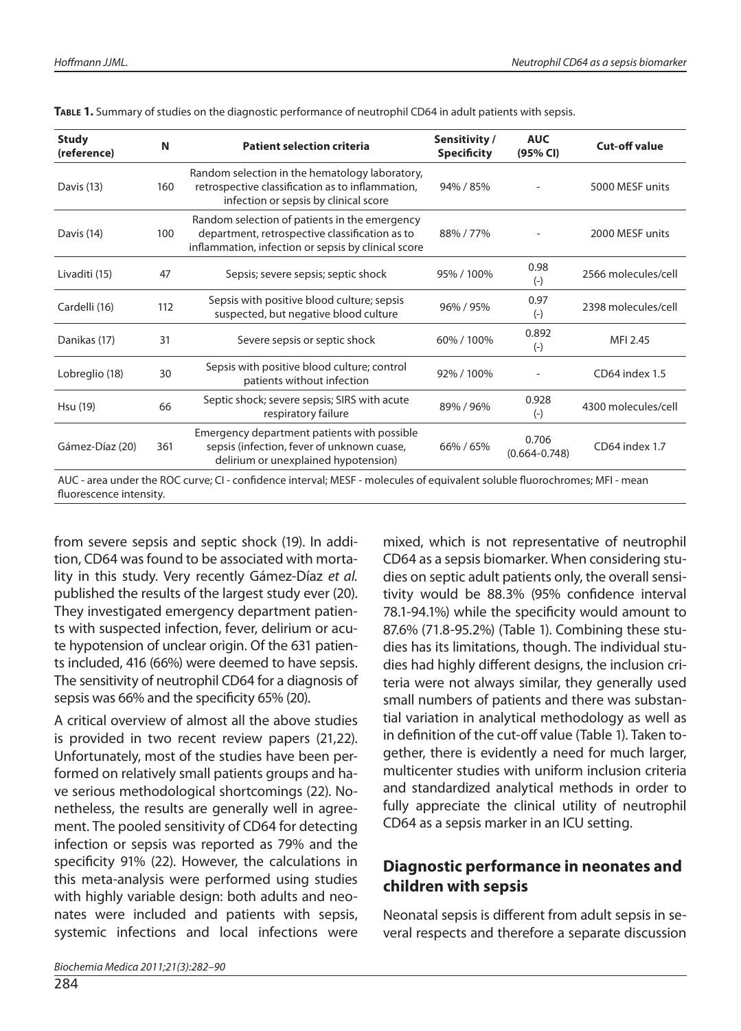**Table 1.** Summary of studies on the diagnostic performance of neutrophil CD64 in adult patients with sepsis.

| Study (reference) | N | Patient selection criteria | Sensitivity / Specificity | AUC (95% CI) | Cut-off value |
|---|---|---|---|---|---|
| Davis (13) | 160 | Random selection in the hematology laboratory, retrospective classification as to inflammation, infection or sepsis by clinical score | 94% / 85% | - | 5000 MESF units |
| Davis (14) | 100 | Random selection of patients in the emergency department, retrospective classification as to inflammation, infection or sepsis by clinical score | 88% / 77% | - | 2000 MESF units |
| Livaditi (15) | 47 | Sepsis; severe sepsis; septic shock | 95% / 100% | 0.98 (-) | 2566 molecules/cell |
| Cardelli (16) | 112 | Sepsis with positive blood culture; sepsis suspected, but negative blood culture | 96% / 95% | 0.97 (-) | 2398 molecules/cell |
| Danikas (17) | 31 | Severe sepsis or septic shock | 60% / 100% | 0.892 (-) | MFI 2.45 |
| Lobreglio (18) | 30 | Sepsis with positive blood culture; control patients without infection | 92% / 100% | - | CD64 index 1.5 |
| Hsu (19) | 66 | Septic shock; severe sepsis; SIRS with acute respiratory failure | 89% / 96% | 0.928 (-) | 4300 molecules/cell |
| Gámez-Díaz (20) | 361 | Emergency department patients with possible sepsis (infection, fever of unknown cuase, delirium or unexplained hypotension) | 66% / 65% | 0.706 (0.664-0.748) | CD64 index 1.7 |

AUC - area under the ROC curve; CI - confidence interval; MESF - molecules of equivalent soluble fluorochromes; MFI - mean fluorescence intensity.

from severe sepsis and septic shock (19). In addition, CD64 was found to be associated with mortality in this study. Very recently Gámez-Díaz *et al.* published the results of the largest study ever (20). They investigated emergency department patients with suspected infection, fever, delirium or acute hypotension of unclear origin. Of the 631 patients included, 416 (66%) were deemed to have sepsis. The sensitivity of neutrophil CD64 for a diagnosis of sepsis was 66% and the specificity 65% (20).

A critical overview of almost all the above studies is provided in two recent review papers (21,22). Unfortunately, most of the studies have been performed on relatively small patients groups and have serious methodological shortcomings (22). Nonetheless, the results are generally well in agreement. The pooled sensitivity of CD64 for detecting infection or sepsis was reported as 79% and the specificity 91% (22). However, the calculations in this meta-analysis were performed using studies with highly variable design: both adults and neonates were included and patients with sepsis, systemic infections and local infections were mixed, which is not representative of neutrophil CD64 as a sepsis biomarker. When considering studies on septic adult patients only, the overall sensitivity would be 88.3% (95% confidence interval 78.1-94.1%) while the specificity would amount to 87.6% (71.8-95.2%) (Table 1). Combining these studies has its limitations, though. The individual studies had highly different designs, the inclusion criteria were not always similar, they generally used small numbers of patients and there was substantial variation in analytical methodology as well as in definition of the cut-off value (Table 1). Taken together, there is evidently a need for much larger, multicenter studies with uniform inclusion criteria and standardized analytical methods in order to fully appreciate the clinical utility of neutrophil CD64 as a sepsis marker in an ICU setting.

## Diagnostic performance in neonates and children with sepsis

Neonatal sepsis is different from adult sepsis in several respects and therefore a separate discussion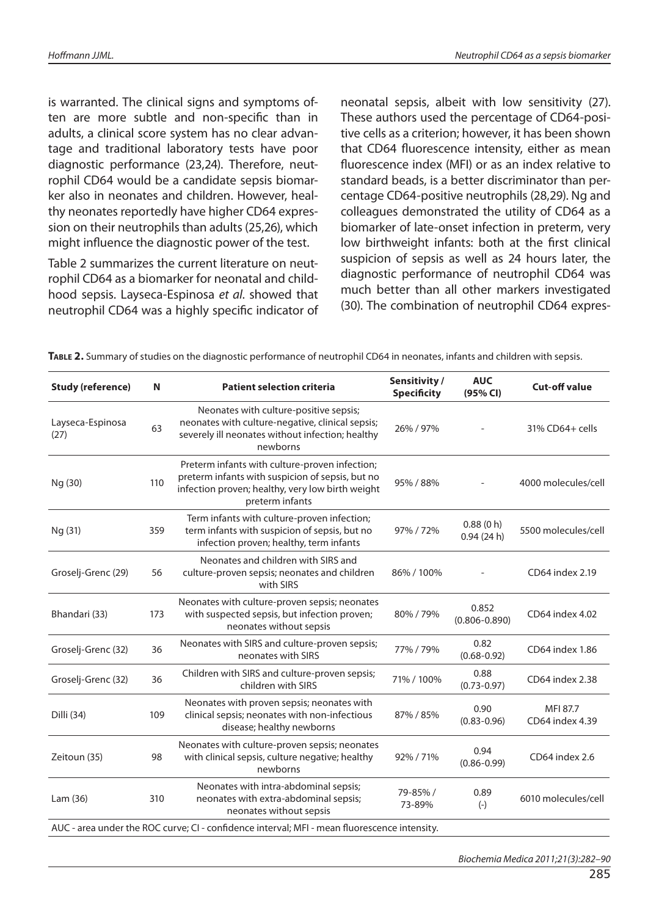is warranted. The clinical signs and symptoms often are more subtle and non-specific than in adults, a clinical score system has no clear advantage and traditional laboratory tests have poor diagnostic performance (23,24). Therefore, neutrophil CD64 would be a candidate sepsis biomarker also in neonates and children. However, healthy neonates reportedly have higher CD64 expression on their neutrophils than adults (25,26), which might influence the diagnostic power of the test.

Table 2 summarizes the current literature on neutrophil CD64 as a biomarker for neonatal and childhood sepsis. Layseca-Espinosa *et al.* showed that neutrophil CD64 was a highly specific indicator of neonatal sepsis, albeit with low sensitivity (27). These authors used the percentage of CD64-positive cells as a criterion; however, it has been shown that CD64 fluorescence intensity, either as mean fluorescence index (MFI) or as an index relative to standard beads, is a better discriminator than percentage CD64-positive neutrophils (28,29). Ng and colleagues demonstrated the utility of CD64 as a biomarker of late-onset infection in preterm, very low birthweight infants: both at the first clinical suspicion of sepsis as well as 24 hours later, the diagnostic performance of neutrophil CD64 was much better than all other markers investigated (30). The combination of neutrophil CD64 expres-

**Table 2.** Summary of studies on the diagnostic performance of neutrophil CD64 in neonates, infants and children with sepsis.

| Study (reference) | N | Patient selection criteria | Sensitivity / Specificity | AUC (95% CI) | Cut-off value |
|---|---|---|---|---|---|
| Layseca-Espinosa (27) | 63 | Neonates with culture-positive sepsis; neonates with culture-negative, clinical sepsis; severely ill neonates without infection; healthy newborns | 26% / 97% | - | 31% CD64+ cells |
| Ng (30) | 110 | Preterm infants with culture-proven infection; preterm infants with suspicion of sepsis, but no infection proven; healthy, very low birth weight preterm infants | 95% / 88% | - | 4000 molecules/cell |
| Ng (31) | 359 | Term infants with culture-proven infection; term infants with suspicion of sepsis, but no infection proven; healthy, term infants | 97% / 72% | 0.88 (0 h) 0.94 (24 h) | 5500 molecules/cell |
| Groselj-Grenc (29) | 56 | Neonates and children with SIRS and culture-proven sepsis; neonates and children with SIRS | 86% / 100% | - | CD64 index 2.19 |
| Bhandari (33) | 173 | Neonates with culture-proven sepsis; neonates with suspected sepsis, but infection proven; neonates without sepsis | 80% / 79% | 0.852 (0.806-0.890) | CD64 index 4.02 |
| Groselj-Grenc (32) | 36 | Neonates with SIRS and culture-proven sepsis; neonates with SIRS | 77% / 79% | 0.82 (0.68-0.92) | CD64 index 1.86 |
| Groselj-Grenc (32) | 36 | Children with SIRS and culture-proven sepsis; children with SIRS | 71% / 100% | 0.88 (0.73-0.97) | CD64 index 2.38 |
| Dilli (34) | 109 | Neonates with proven sepsis; neonates with clinical sepsis; neonates with non-infectious disease; healthy newborns | 87% / 85% | 0.90 (0.83-0.96) | MFI 87.7 CD64 index 4.39 |
| Zeitoun (35) | 98 | Neonates with culture-proven sepsis; neonates with clinical sepsis, culture negative; healthy newborns | 92% / 71% | 0.94 (0.86-0.99) | CD64 index 2.6 |
| Lam (36) | 310 | Neonates with intra-abdominal sepsis; neonates with extra-abdominal sepsis; neonates without sepsis | 79-85% / 73-89% | 0.89 (-) | 6010 molecules/cell |

AUC - area under the ROC curve; CI - confidence interval; MFI - mean fluorescence intensity.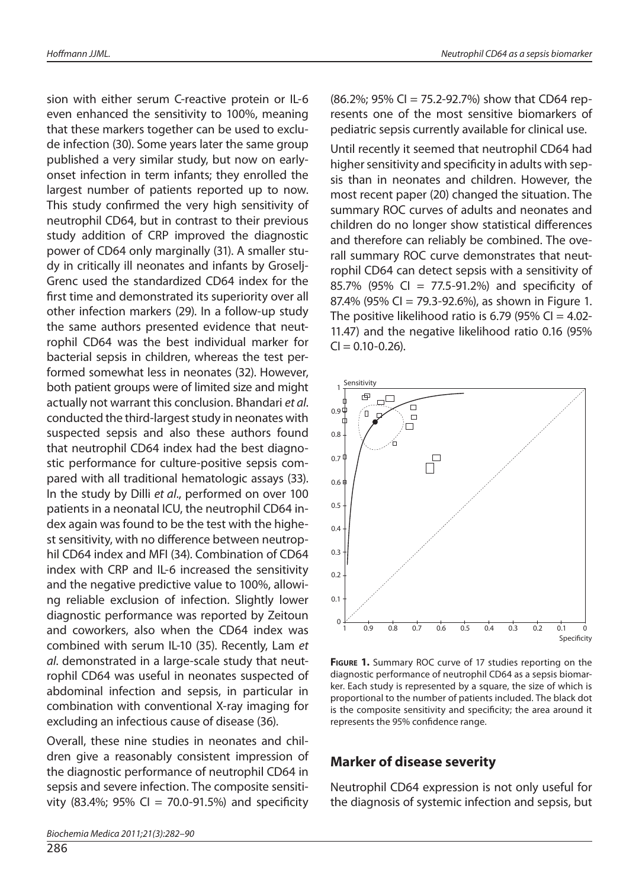sion with either serum C-reactive protein or IL-6 even enhanced the sensitivity to 100%, meaning that these markers together can be used to exclude infection (30). Some years later the same group published a very similar study, but now on early-onset infection in term infants; they enrolled the largest number of patients reported up to now. This study confirmed the very high sensitivity of neutrophil CD64, but in contrast to their previous study addition of CRP improved the diagnostic power of CD64 only marginally (31). A smaller study in critically ill neonates and infants by Groselj-Grenc used the standardized CD64 index for the first time and demonstrated its superiority over all other infection markers (29). In a follow-up study the same authors presented evidence that neutrophil CD64 was the best individual marker for bacterial sepsis in children, whereas the test performed somewhat less in neonates (32). However, both patient groups were of limited size and might actually not warrant this conclusion. Bhandari *et al.* conducted the third-largest study in neonates with suspected sepsis and also these authors found that neutrophil CD64 index had the best diagnostic performance for culture-positive sepsis compared with all traditional hematologic assays (33). In the study by Dilli *et al.*, performed on over 100 patients in a neonatal ICU, the neutrophil CD64 index again was found to be the test with the highest sensitivity, with no difference between neutrophil CD64 index and MFI (34). Combination of CD64 index with CRP and IL-6 increased the sensitivity and the negative predictive value to 100%, allowing reliable exclusion of infection. Slightly lower diagnostic performance was reported by Zeitoun and coworkers, also when the CD64 index was combined with serum IL-10 (35). Recently, Lam *et al.* demonstrated in a large-scale study that neutrophil CD64 was useful in neonates suspected of abdominal infection and sepsis, in particular in combination with conventional X-ray imaging for excluding an infectious cause of disease (36).

Overall, these nine studies in neonates and children give a reasonably consistent impression of the diagnostic performance of neutrophil CD64 in sepsis and severe infection. The composite sensitivity (83.4%; 95% CI = 70.0-91.5%) and specificity (86.2%; 95% CI = 75.2-92.7%) show that CD64 represents one of the most sensitive biomarkers of pediatric sepsis currently available for clinical use.

Until recently it seemed that neutrophil CD64 had higher sensitivity and specificity in adults with sepsis than in neonates and children. However, the most recent paper (20) changed the situation. The summary ROC curves of adults and neonates and children do no longer show statistical differences and therefore can reliably be combined. The overall summary ROC curve demonstrates that neutrophil CD64 can detect sepsis with a sensitivity of 85.7% (95% CI = 77.5-91.2%) and specificity of 87.4% (95% CI = 79.3-92.6%), as shown in Figure 1. The positive likelihood ratio is 6.79 (95% CI = 4.02-11.47) and the negative likelihood ratio 0.16 (95% CI = 0.10-0.26).

**Figure 1.** Summary ROC curve of 17 studies reporting on the diagnostic performance of neutrophil CD64 as a sepsis biomarker. Each study is represented by a square, the size of which is proportional to the number of patients included. The black dot is the composite sensitivity and specificity; the area around it represents the 95% confidence range.

## Marker of disease severity

Neutrophil CD64 expression is not only useful for the diagnosis of systemic infection and sepsis, but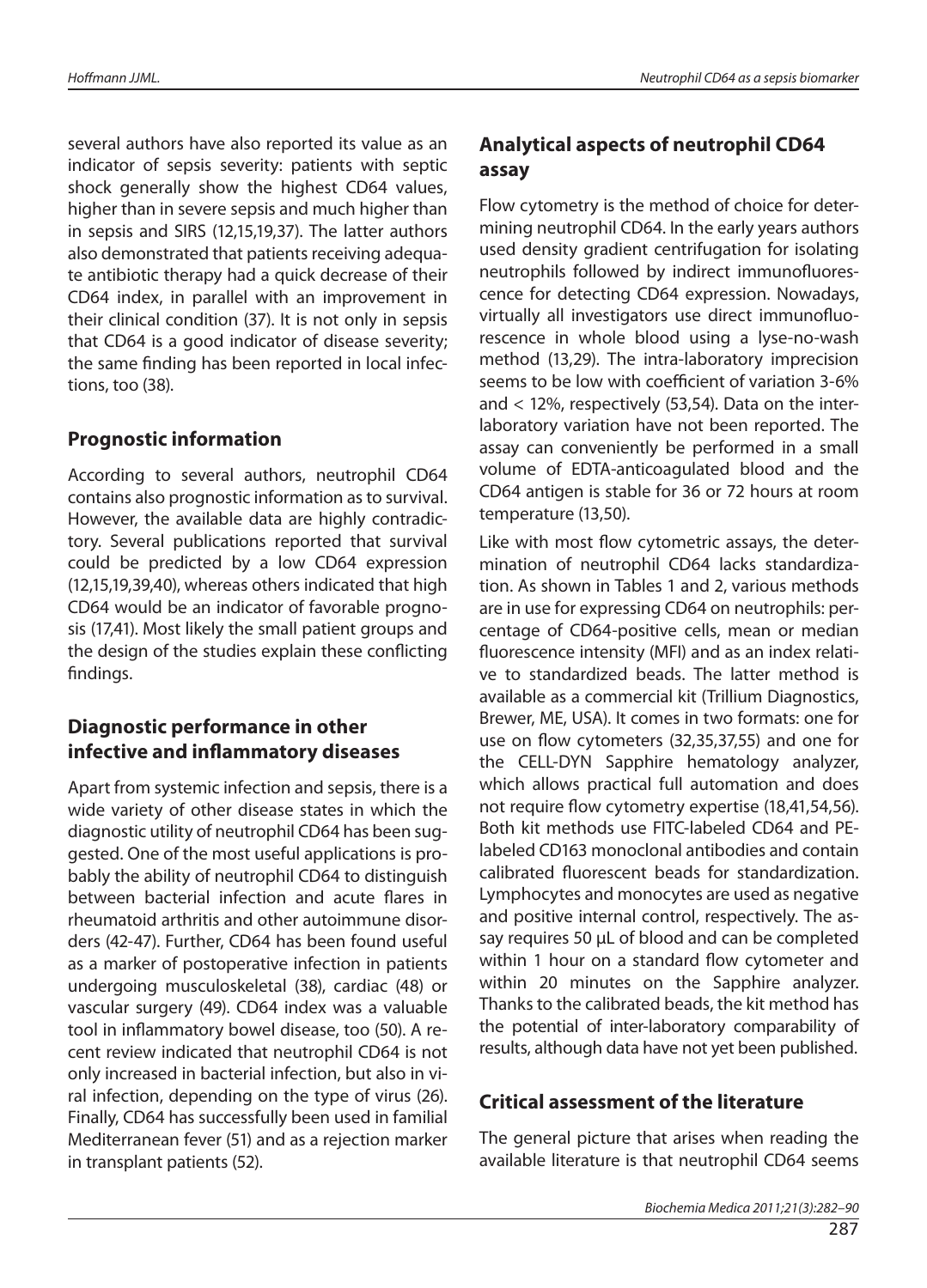several authors have also reported its value as an indicator of sepsis severity: patients with septic shock generally show the highest CD64 values, higher than in severe sepsis and much higher than in sepsis and SIRS (12,15,19,37). The latter authors also demonstrated that patients receiving adequate antibiotic therapy had a quick decrease of their CD64 index, in parallel with an improvement in their clinical condition (37). It is not only in sepsis that CD64 is a good indicator of disease severity; the same finding has been reported in local infections, too (38).

## Prognostic information

According to several authors, neutrophil CD64 contains also prognostic information as to survival. However, the available data are highly contradictory. Several publications reported that survival could be predicted by a low CD64 expression (12,15,19,39,40), whereas others indicated that high CD64 would be an indicator of favorable prognosis (17,41). Most likely the small patient groups and the design of the studies explain these conflicting findings.

## Diagnostic performance in other infective and inflammatory diseases

Apart from systemic infection and sepsis, there is a wide variety of other disease states in which the diagnostic utility of neutrophil CD64 has been suggested. One of the most useful applications is probably the ability of neutrophil CD64 to distinguish between bacterial infection and acute flares in rheumatoid arthritis and other autoimmune disorders (42-47). Further, CD64 has been found useful as a marker of postoperative infection in patients undergoing musculoskeletal (38), cardiac (48) or vascular surgery (49). CD64 index was a valuable tool in inflammatory bowel disease, too (50). A recent review indicated that neutrophil CD64 is not only increased in bacterial infection, but also in viral infection, depending on the type of virus (26). Finally, CD64 has successfully been used in familial Mediterranean fever (51) and as a rejection marker in transplant patients (52).

## Analytical aspects of neutrophil CD64 assay

Flow cytometry is the method of choice for determining neutrophil CD64. In the early years authors used density gradient centrifugation for isolating neutrophils followed by indirect immunofluorescence for detecting CD64 expression. Nowadays, virtually all investigators use direct immunofluorescence in whole blood using a lyse-no-wash method (13,29). The intra-laboratory imprecision seems to be low with coefficient of variation 3-6% and < 12%, respectively (53,54). Data on the inter-laboratory variation have not been reported. The assay can conveniently be performed in a small volume of EDTA-anticoagulated blood and the CD64 antigen is stable for 36 or 72 hours at room temperature (13,50).

Like with most flow cytometric assays, the determination of neutrophil CD64 lacks standardization. As shown in Tables 1 and 2, various methods are in use for expressing CD64 on neutrophils: percentage of CD64-positive cells, mean or median fluorescence intensity (MFI) and as an index relative to standardized beads. The latter method is available as a commercial kit (Trillium Diagnostics, Brewer, ME, USA). It comes in two formats: one for use on flow cytometers (32,35,37,55) and one for the CELL-DYN Sapphire hematology analyzer, which allows practical full automation and does not require flow cytometry expertise (18,41,54,56). Both kit methods use FITC-labeled CD64 and PE-labeled CD163 monoclonal antibodies and contain calibrated fluorescent beads for standardization. Lymphocytes and monocytes are used as negative and positive internal control, respectively. The assay requires 50 µL of blood and can be completed within 1 hour on a standard flow cytometer and within 20 minutes on the Sapphire analyzer. Thanks to the calibrated beads, the kit method has the potential of inter-laboratory comparability of results, although data have not yet been published.

## Critical assessment of the literature

The general picture that arises when reading the available literature is that neutrophil CD64 seems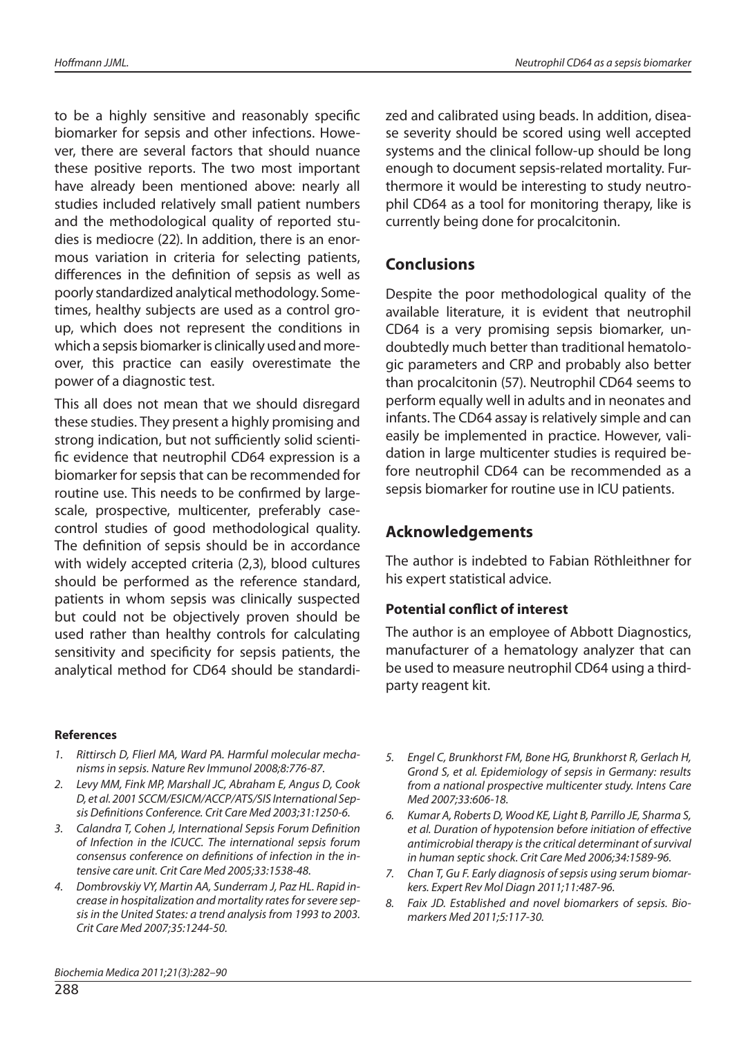to be a highly sensitive and reasonably specific biomarker for sepsis and other infections. However, there are several factors that should nuance these positive reports. The two most important have already been mentioned above: nearly all studies included relatively small patient numbers and the methodological quality of reported studies is mediocre (22). In addition, there is an enormous variation in criteria for selecting patients, differences in the definition of sepsis as well as poorly standardized analytical methodology. Sometimes, healthy subjects are used as a control group, which does not represent the conditions in which a sepsis biomarker is clinically used and moreover, this practice can easily overestimate the power of a diagnostic test.

This all does not mean that we should disregard these studies. They present a highly promising and strong indication, but not sufficiently solid scientific evidence that neutrophil CD64 expression is a biomarker for sepsis that can be recommended for routine use. This needs to be confirmed by large-scale, prospective, multicenter, preferably case-control studies of good methodological quality. The definition of sepsis should be in accordance with widely accepted criteria (2,3), blood cultures should be performed as the reference standard, patients in whom sepsis was clinically suspected but could not be objectively proven should be used rather than healthy controls for calculating sensitivity and specificity for sepsis patients, the analytical method for CD64 should be standardized and calibrated using beads. In addition, disease severity should be scored using well accepted systems and the clinical follow-up should be long enough to document sepsis-related mortality. Furthermore it would be interesting to study neutrophil CD64 as a tool for monitoring therapy, like is currently being done for procalcitonin.

## Conclusions

Despite the poor methodological quality of the available literature, it is evident that neutrophil CD64 is a very promising sepsis biomarker, undoubtedly much better than traditional hematologic parameters and CRP and probably also better than procalcitonin (57). Neutrophil CD64 seems to perform equally well in adults and in neonates and infants. The CD64 assay is relatively simple and can easily be implemented in practice. However, validation in large multicenter studies is required before neutrophil CD64 can be recommended as a sepsis biomarker for routine use in ICU patients.

## Acknowledgements

The author is indebted to Fabian Röthleithner for his expert statistical advice.

### Potential conflict of interest

The author is an employee of Abbott Diagnostics, manufacturer of a hematology analyzer that can be used to measure neutrophil CD64 using a third-party reagent kit.

#### References

1. *Rittirsch D, Flierl MA, Ward PA. Harmful molecular mechanisms in sepsis. Nature Rev Immunol 2008;8:776-87.*
2. *Levy MM, Fink MP, Marshall JC, Abraham E, Angus D, Cook D, et al. 2001 SCCM/ESICM/ACCP/ATS/SIS International Sepsis Definitions Conference. Crit Care Med 2003;31:1250-6.*
3. *Calandra T, Cohen J, International Sepsis Forum Definition of Infection in the ICUCC. The international sepsis forum consensus conference on definitions of infection in the intensive care unit. Crit Care Med 2005;33:1538-48.*
4. *Dombrovskiy VY, Martin AA, Sunderram J, Paz HL. Rapid increase in hospitalization and mortality rates for severe sepsis in the United States: a trend analysis from 1993 to 2003. Crit Care Med 2007;35:1244-50.*
5. *Engel C, Brunkhorst FM, Bone HG, Brunkhorst R, Gerlach H, Grond S, et al. Epidemiology of sepsis in Germany: results from a national prospective multicenter study. Intens Care Med 2007;33:606-18.*
6. *Kumar A, Roberts D, Wood KE, Light B, Parrillo JE, Sharma S, et al. Duration of hypotension before initiation of effective antimicrobial therapy is the critical determinant of survival in human septic shock. Crit Care Med 2006;34:1589-96.*
7. *Chan T, Gu F. Early diagnosis of sepsis using serum biomarkers. Expert Rev Mol Diagn 2011;11:487-96.*
8. *Faix JD. Established and novel biomarkers of sepsis. Biomarkers Med 2011;5:117-30.*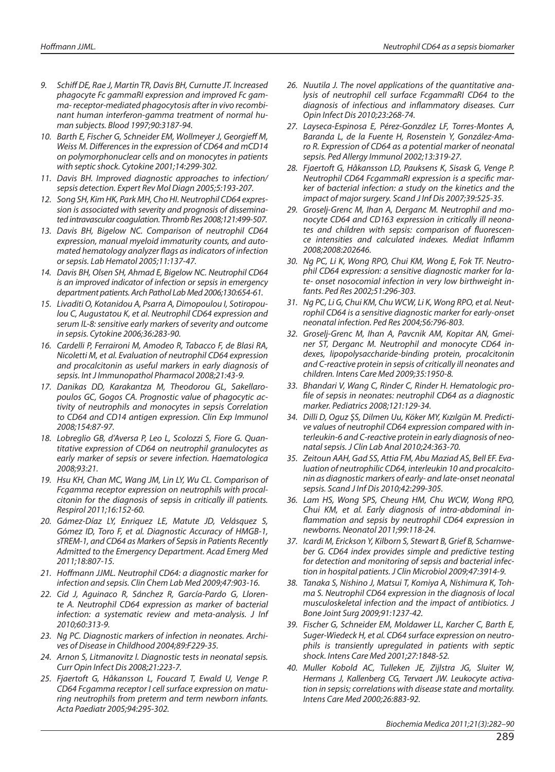9. Schiff DE, Rae J, Martin TR, Davis BH, Curnutte JT. Increased phagocyte Fc gammaRI expression and improved Fc gamma- receptor-mediated phagocytosis after in vivo recombinant human interferon-gamma treatment of normal human subjects. Blood 1997;90:3187-94.
10. Barth E, Fischer G, Schneider EM, Wollmeyer J, Georgieff M, Weiss M. Differences in the expression of CD64 and mCD14 on polymorphonuclear cells and on monocytes in patients with septic shock. Cytokine 2001;14:299-302.
11. Davis BH. Improved diagnostic approaches to infection/sepsis detection. Expert Rev Mol Diagn 2005;5:193-207.
12. Song SH, Kim HK, Park MH, Cho HI. Neutrophil CD64 expression is associated with severity and prognosis of disseminated intravascular coagulation. Thromb Res 2008;121:499-507.
13. Davis BH, Bigelow NC. Comparison of neutrophil CD64 expression, manual myeloid immaturity counts, and automated hematology analyzer flags as indicators of infection or sepsis. Lab Hematol 2005;11:137-47.
14. Davis BH, Olsen SH, Ahmad E, Bigelow NC. Neutrophil CD64 is an improved indicator of infection or sepsis in emergency department patients. Arch Pathol Lab Med 2006;130:654-61.
15. Livaditi O, Kotanidou A, Psarra A, Dimopoulou I, Sotiropoulou C, Augustatou K, et al. Neutrophil CD64 expression and serum IL-8: sensitive early markers of severity and outcome in sepsis. Cytokine 2006;36:283-90.
16. Cardelli P, Ferraironi M, Amodeo R, Tabacco F, de Blasi RA, Nicoletti M, et al. Evaluation of neutrophil CD64 expression and procalcitonin as useful markers in early diagnosis of sepsis. Int J Immunopathol Pharmacol 2008;21:43-9.
17. Danikas DD, Karakantza M, Theodorou GL, Sakellaropoulos GC, Gogos CA. Prognostic value of phagocytic activity of neutrophils and monocytes in sepsis Correlation to CD64 and CD14 antigen expression. Clin Exp Immunol 2008;154:87-97.
18. Lobreglio GB, d'Aversa P, Leo L, Scolozzi S, Fiore G. Quantitative expression of CD64 on neutrophil granulocytes as early marker of sepsis or severe infection. Haematologica 2008;93:21.
19. Hsu KH, Chan MC, Wang JM, Lin LY, Wu CL. Comparison of Fcgamma receptor expression on neutrophils with procalcitonin for the diagnosis of sepsis in critically ill patients. Respirol 2011;16:152-60.
20. Gámez-Díaz LY, Enriquez LE, Matute JD, Velásquez S, Gómez ID, Toro F, et al. Diagnostic Accuracy of HMGB-1, sTREM-1, and CD64 as Markers of Sepsis in Patients Recently Admitted to the Emergency Department. Acad Emerg Med 2011;18:807-15.
21. Hoffmann JJML. Neutrophil CD64: a diagnostic marker for infection and sepsis. Clin Chem Lab Med 2009;47:903-16.
22. Cid J, Aguinaco R, Sánchez R, García-Pardo G, Llorente A. Neutrophil CD64 expression as marker of bacterial infection: a systematic review and meta-analysis. J Inf 2010;60:313-9.
23. Ng PC. Diagnostic markers of infection in neonates. Archives of Disease in Childhood 2004;89:F229-35.
24. Arnon S, Litmanovitz I. Diagnostic tests in neonatal sepsis. Curr Opin Infect Dis 2008;21:223-7.
25. Fjaertoft G, Håkansson L, Foucard T, Ewald U, Venge P. CD64 Fcgamma receptor I cell surface expression on maturing neutrophils from preterm and term newborn infants. Acta Paediatr 2005;94:295-302.
26. Nuutila J. The novel applications of the quantitative analysis of neutrophil cell surface FcgammaRI CD64 to the diagnosis of infectious and inflammatory diseases. Curr Opin Infect Dis 2010;23:268-74.
27. Layseca-Espinosa E, Pérez-González LF, Torres-Montes A, Baranda L, de la Fuente H, Rosenstein Y, González-Amaro R. Expression of CD64 as a potential marker of neonatal sepsis. Ped Allergy Immunol 2002;13:319-27.
28. Fjaertoft G, Håkansson LD, Pauksens K, Sisask G, Venge P. Neutrophil CD64 FcgammaRI expression is a specific marker of bacterial infection: a study on the kinetics and the impact of major surgery. Scand J Inf Dis 2007;39:525-35.
29. Groselj-Grenc M, Ihan A, Derganc M. Neutrophil and monocyte CD64 and CD163 expression in critically ill neonates and children with sepsis: comparison of fluorescence intensities and calculated indexes. Mediat Inflamm 2008;2008:202646.
30. Ng PC, Li K, Wong RPO, Chui KM, Wong E, Fok TF. Neutrophil CD64 expression: a sensitive diagnostic marker for late- onset nosocomial infection in very low birthweight infants. Ped Res 2002;51:296-303.
31. Ng PC, Li G, Chui KM, Chu WCW, Li K, Wong RPO, et al. Neutrophil CD64 is a sensitive diagnostic marker for early-onset neonatal infection. Ped Res 2004;56:796-803.
32. Groselj-Grenc M, Ihan A, Pavcnik AM, Kopitar AN, Gmeiner ST, Derganc M. Neutrophil and monocyte CD64 indexes, lipopolysaccharide-binding protein, procalcitonin and C-reactive protein in sepsis of critically ill neonates and children. Intens Care Med 2009;35:1950-8.
33. Bhandari V, Wang C, Rinder C, Rinder H. Hematologic profile of sepsis in neonates: neutrophil CD64 as a diagnostic marker. Pediatrics 2008;121:129-34.
34. Dilli D, Oguz ŞS, Dilmen Uu, Köker MY, Kızılgün M. Predictive values of neutrophil CD64 expression compared with interleukin-6 and C-reactive protein in early diagnosis of neonatal sepsis. J Clin Lab Anal 2010;24:363-70.
35. Zeitoun AAH, Gad SS, Attia FM, Abu Maziad AS, Bell EF. Evaluation of neutrophilic CD64, interleukin 10 and procalcitonin as diagnostic markers of early- and late-onset neonatal sepsis. Scand J Inf Dis 2010;42:299-305.
36. Lam HS, Wong SPS, Cheung HM, Chu WCW, Wong RPO, Chui KM, et al. Early diagnosis of intra-abdominal inflammation and sepsis by neutrophil CD64 expression in newborns. Neonatol 2011;99:118-24.
37. Icardi M, Erickson Y, Kilborn S, Stewart B, Grief B, Scharnweber G. CD64 index provides simple and predictive testing for detection and monitoring of sepsis and bacterial infection in hospital patients. J Clin Microbiol 2009;47:3914-9.
38. Tanaka S, Nishino J, Matsui T, Komiya A, Nishimura K, Tohma S. Neutrophil CD64 expression in the diagnosis of local musculoskeletal infection and the impact of antibiotics. J Bone Joint Surg 2009;91:1237-42.
39. Fischer G, Schneider EM, Moldawer LL, Karcher C, Barth E, Suger-Wiedeck H, et al. CD64 surface expression on neutrophils is transiently upregulated in patients with septic shock. Intens Care Med 2001;27:1848-52.
40. Muller Kobold AC, Tulleken JE, Zijlstra JG, Sluiter W, Hermans J, Kallenberg CG, Tervaert JW. Leukocyte activation in sepsis; correlations with disease state and mortality. Intens Care Med 2000;26:883-92.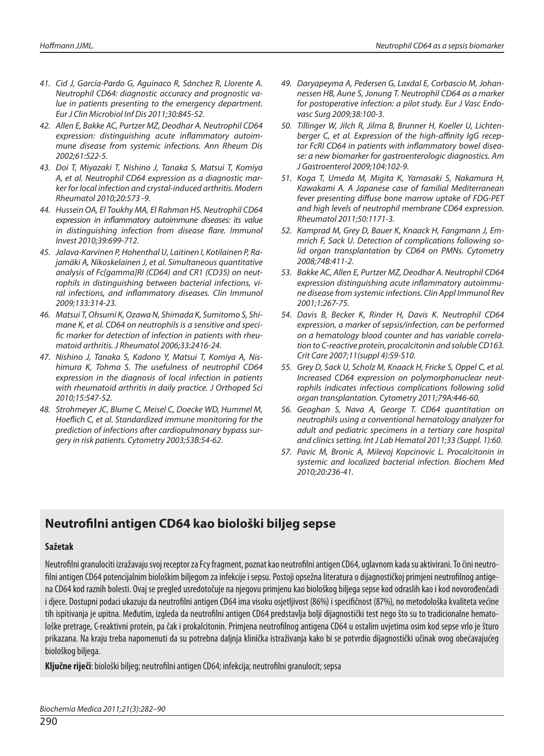41. Cid J, García-Pardo G, Aguinaco R, Sánchez R, Llorente A. Neutrophil CD64: diagnostic accuracy and prognostic value in patients presenting to the emergency department. Eur J Clin Microbiol Inf Dis 2011;30:845-52.
42. Allen E, Bakke AC, Purtzer MZ, Deodhar A. Neutrophil CD64 expression: distinguishing acute inflammatory autoimmune disease from systemic infections. Ann Rheum Dis 2002;61:522-5.
43. Doi T, Miyazaki T, Nishino J, Tanaka S, Matsui T, Komiya A, et al. Neutrophil CD64 expression as a diagnostic marker for local infection and crystal-induced arthritis. Modern Rheumatol 2010;20:573 -9.
44. Hussein OA, El Toukhy MA, El Rahman HS. Neutrophil CD64 expression in inflammatory autoimmune diseases: its value in distinguishing infection from disease flare. Immunol Invest 2010;39:699-712.
45. Jalava-Karvinen P, Hohenthal U, Laitinen I, Kotilainen P, Rajamäki A, Nikoskelainen J, et al. Simultaneous quantitative analysis of Fc[gamma]RI (CD64) and CR1 (CD35) on neutrophils in distinguishing between bacterial infections, viral infections, and inflammatory diseases. Clin Immunol 2009;133:314-23.
46. Matsui T, Ohsumi K, Ozawa N, Shimada K, Sumitomo S, Shimane K, et al. CD64 on neutrophils is a sensitive and specific marker for detection of infection in patients with rheumatoid arthritis. J Rheumatol 2006;33:2416-24.
47. Nishino J, Tanaka S, Kadono Y, Matsui T, Komiya A, Nishimura K, Tohma S. The usefulness of neutrophil CD64 expression in the diagnosis of local infection in patients with rheumatoid arthritis in daily practice. J Orthoped Sci 2010;15:547-52.
48. Strohmeyer JC, Blume C, Meisel C, Doecke WD, Hummel M, Hoeflich C, et al. Standardized immune monitoring for the prediction of infections after cardiopulmonary bypass surgery in risk patients. Cytometry 2003;53B:54-62.
49. Daryapeyma A, Pedersen G, Laxdal E, Corbascio M, Johannessen HB, Aune S, Jonung T. Neutrophil CD64 as a marker for postoperative infection: a pilot study. Eur J Vasc Endovasc Surg 2009;38:100-3.
50. Tillinger W, Jilch R, Jilma B, Brunner H, Koeller U, Lichtenberger C, et al. Expression of the high-affinity IgG receptor FcRI CD64 in patients with inflammatory bowel disease: a new biomarker for gastroenterologic diagnostics. Am J Gastroenterol 2009;104:102-9.
51. Koga T, Umeda M, Migita K, Yamasaki S, Nakamura H, Kawakami A. A Japanese case of familial Mediterranean fever presenting diffuse bone marrow uptake of FDG-PET and high levels of neutrophil membrane CD64 expression. Rheumatol 2011;50:1171-3.
52. Kamprad M, Grey D, Bauer K, Knaack H, Fangmann J, Emmrich F, Sack U. Detection of complications following solid organ transplantation by CD64 on PMNs. Cytometry 2008;74B:411-2.
53. Bakke AC, Allen E, Purtzer MZ, Deodhar A. Neutrophil CD64 expression distinguishing acute inflammatory autoimmune disease from systemic infections. Clin Appl Immunol Rev 2001;1:267-75.
54. Davis B, Becker K, Rinder H, Davis K. Neutrophil CD64 expression, a marker of sepsis/infection, can be performed on a hematology blood counter and has variable correlation to C-reactive protein, procalcitonin and soluble CD163. Crit Care 2007;11(suppl 4):S9-S10.
55. Grey D, Sack U, Scholz M, Knaack H, Fricke S, Oppel C, et al. Increased CD64 expression on polymorphonuclear neutrophils indicates infectious complications following solid organ transplantation. Cytometry 2011;79A:446-60.
56. Geaghan S, Nava A, George T. CD64 quantitation on neutrophils using a conventional hematology analyzer for adult and pediatric specimens in a tertiary care hospital and clinics setting. Int J Lab Hematol 2011;33 (Suppl. 1):60.
57. Pavic M, Bronic A, Milevoj Kopcinovic L. Procalcitonin in systemic and localized bacterial infection. Biochem Med 2010;20:236-41.

## Neutrofilni antigen CD64 kao biološki biljeg sepse

**Sažetak**

Neutrofilni granulociti izražavaju svoj receptor za Fcy fragment, poznat kao neutrofilni antigen CD64, uglavnom kada su aktivirani. To čini neutrofilni antigen CD64 potencijalnim biološkim biljegom za infekcije i sepsu. Postoji opsežna literatura o dijagnostičkoj primjeni neutrofilnog antigena CD64 kod raznih bolesti. Ovaj se pregled usredotočuje na njegovu primjenu kao biološkog biljega sepse kod odraslih kao i kod novorođenčadi i djece. Dostupni podaci ukazuju da neutrofilni antigen CD64 ima visoku osjetljivost (86%) i specifičnost (87%), no metodološka kvaliteta većine tih ispitivanja je upitna. Međutim, izgleda da neutrofilni antigen CD64 predstavlja bolji dijagnostički test nego što su to tradicionalne hematološke pretrage, C-reaktivni protein, pa čak i prokalcitonin. Primjena neutrofilnog antigena CD64 u ostalim uvjetima osim kod sepse vrlo je šturo prikazana. Na kraju treba napomenuti da su potrebna daljnja klinička istraživanja kako bi se potvrdio dijagnostički učinak ovog obećavajućeg biološkog biljega.

**Ključne riječi**: biološki biljeg; neutrofilni antigen CD64; infekcija; neutrofilni granulocit; sepsa